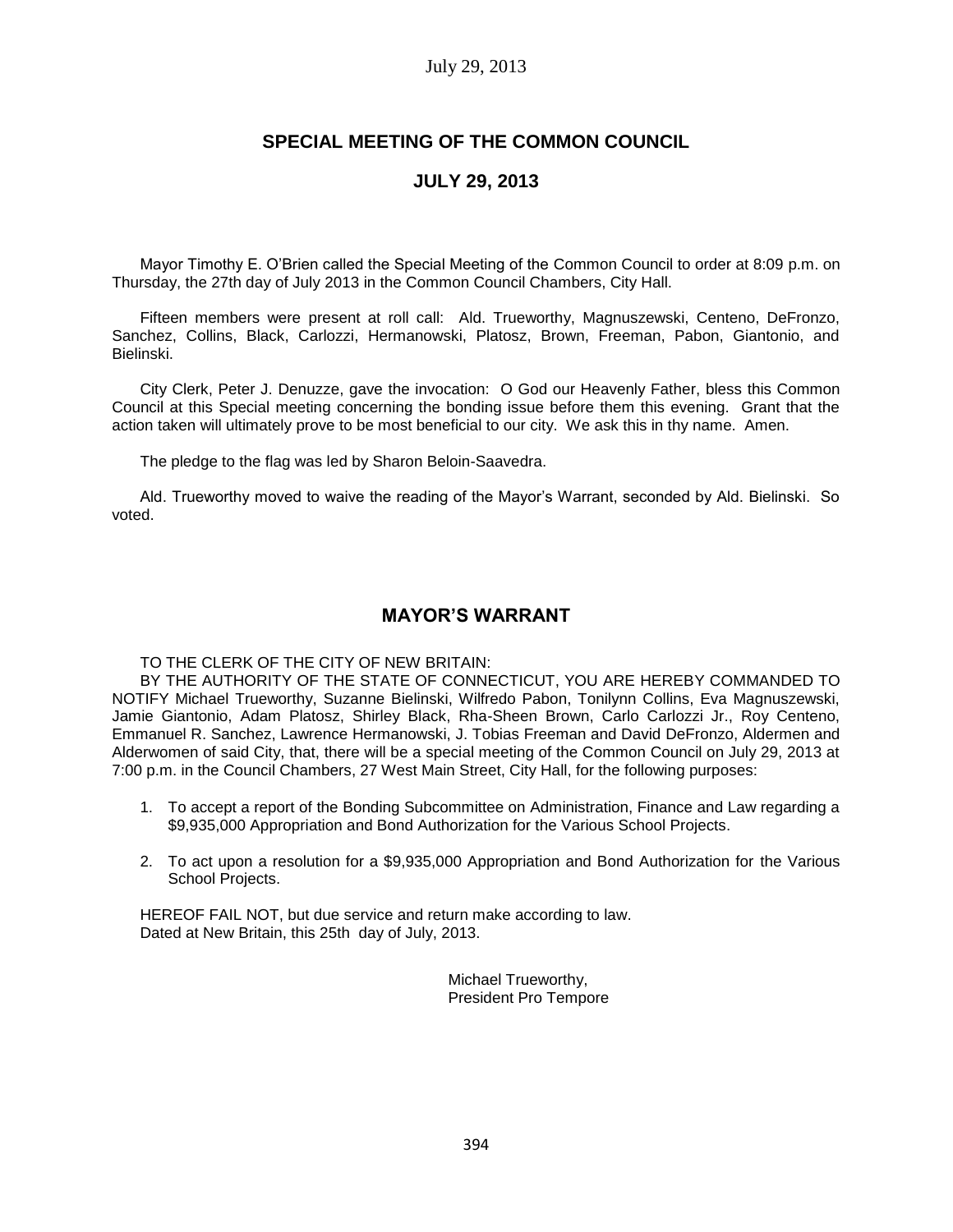# SPECIAL MEETING OF THE COMMON COUNCIL

## JULY 29, 2013

Mayor Timothy E. O'Brien called the Special Meeting of the Common Council to order at 8:09 p.m. on Thursday, the 27th day of July 2013 in the Common Council Chambers, City Hall.

Fifteen members were present at roll call: Ald. Trueworthy, Magnuszewski, Centeno, DeFronzo, Sanchez, Collins, Black, Carlozzi, Hermanowski, Platosz, Brown, Freeman, Pabon, Giantonio, and Bielinski.

City Clerk, Peter J. Denuzze, gave the invocation: O God our Heavenly Father, bless this Common Council at this Special meeting concerning the bonding issue before them this evening. Grant that the action taken will ultimately prove to be most beneficial to our city. We ask this in thy name. Amen.

The pledge to the flag was led by Sharon Beloin-Saavedra.

Ald. Trueworthy moved to waive the reading of the Mayor's Warrant, seconded by Ald. Bielinski. So voted.

## MAYOR'S WARRANT

TO THE CLERK OF THE CITY OF NEW BRITAIN:

BY THE AUTHORITY OF THE STATE OF CONNECTICUT, YOU ARE HEREBY COMMANDED TO NOTIFY Michael Trueworthy, Suzanne Bielinski, Wilfredo Pabon, Tonilynn Collins, Eva Magnuszewski, Jamie Giantonio, Adam Platosz, Shirley Black, Rha-Sheen Brown, Carlo Carlozzi Jr., Roy Centeno, Emmanuel R. Sanchez, Lawrence Hermanowski, J. Tobias Freeman and David DeFronzo, Aldermen and Alderwomen of said City, that, there will be a special meeting of the Common Council on July 29, 2013 at 7:00 p.m. in the Council Chambers, 27 West Main Street, City Hall, for the following purposes:

1. To accept a report of the Bonding Subcommittee on Administration, Finance and Law regarding a $9,935,000 Appropriation and Bond Authorization for the Various School Projects.
2. To act upon a resolution for a $9,935,000 Appropriation and Bond Authorization for the Various School Projects.

HEREOF FAIL NOT, but due service and return make according to law.
Dated at New Britain, this 25th day of July, 2013.

Michael Trueworthy,
President Pro Tempore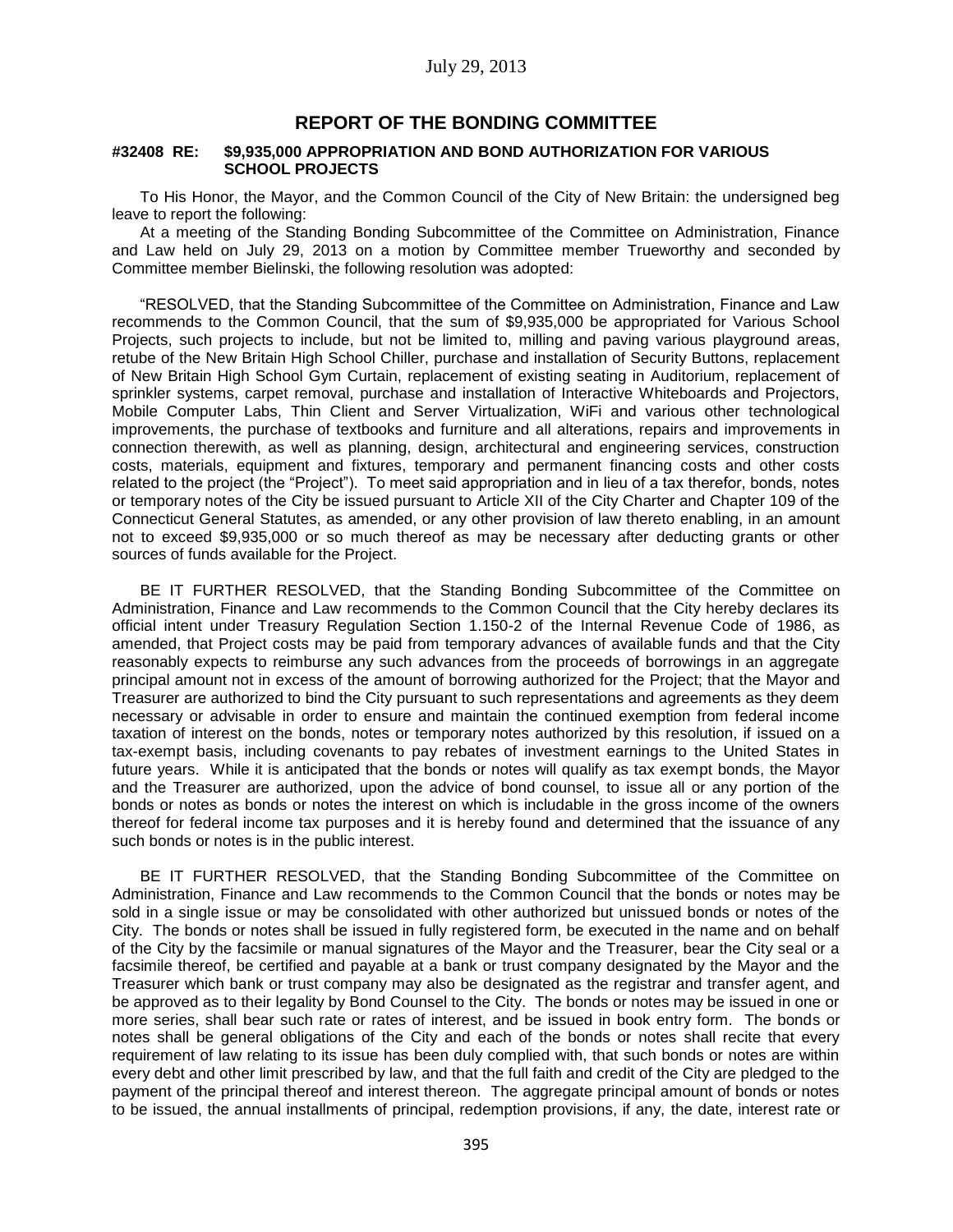## REPORT OF THE BONDING COMMITTEE

**#32408 RE: $9,935,000 APPROPRIATION AND BOND AUTHORIZATION FOR VARIOUS SCHOOL PROJECTS**

To His Honor, the Mayor, and the Common Council of the City of New Britain: the undersigned beg leave to report the following:

At a meeting of the Standing Bonding Subcommittee of the Committee on Administration, Finance and Law held on July 29, 2013 on a motion by Committee member Trueworthy and seconded by Committee member Bielinski, the following resolution was adopted:

"RESOLVED, that the Standing Subcommittee of the Committee on Administration, Finance and Law recommends to the Common Council, that the sum of $9,935,000 be appropriated for Various School Projects, such projects to include, but not be limited to, milling and paving various playground areas, retube of the New Britain High School Chiller, purchase and installation of Security Buttons, replacement of New Britain High School Gym Curtain, replacement of existing seating in Auditorium, replacement of sprinkler systems, carpet removal, purchase and installation of Interactive Whiteboards and Projectors, Mobile Computer Labs, Thin Client and Server Virtualization, WiFi and various other technological improvements, the purchase of textbooks and furniture and all alterations, repairs and improvements in connection therewith, as well as planning, design, architectural and engineering services, construction costs, materials, equipment and fixtures, temporary and permanent financing costs and other costs related to the project (the "Project"). To meet said appropriation and in lieu of a tax therefor, bonds, notes or temporary notes of the City be issued pursuant to Article XII of the City Charter and Chapter 109 of the Connecticut General Statutes, as amended, or any other provision of law thereto enabling, in an amount not to exceed $9,935,000 or so much thereof as may be necessary after deducting grants or other sources of funds available for the Project.

BE IT FURTHER RESOLVED, that the Standing Bonding Subcommittee of the Committee on Administration, Finance and Law recommends to the Common Council that the City hereby declares its official intent under Treasury Regulation Section 1.150-2 of the Internal Revenue Code of 1986, as amended, that Project costs may be paid from temporary advances of available funds and that the City reasonably expects to reimburse any such advances from the proceeds of borrowings in an aggregate principal amount not in excess of the amount of borrowing authorized for the Project; that the Mayor and Treasurer are authorized to bind the City pursuant to such representations and agreements as they deem necessary or advisable in order to ensure and maintain the continued exemption from federal income taxation of interest on the bonds, notes or temporary notes authorized by this resolution, if issued on a tax-exempt basis, including covenants to pay rebates of investment earnings to the United States in future years. While it is anticipated that the bonds or notes will qualify as tax exempt bonds, the Mayor and the Treasurer are authorized, upon the advice of bond counsel, to issue all or any portion of the bonds or notes as bonds or notes the interest on which is includable in the gross income of the owners thereof for federal income tax purposes and it is hereby found and determined that the issuance of any such bonds or notes is in the public interest.

BE IT FURTHER RESOLVED, that the Standing Bonding Subcommittee of the Committee on Administration, Finance and Law recommends to the Common Council that the bonds or notes may be sold in a single issue or may be consolidated with other authorized but unissued bonds or notes of the City. The bonds or notes shall be issued in fully registered form, be executed in the name and on behalf of the City by the facsimile or manual signatures of the Mayor and the Treasurer, bear the City seal or a facsimile thereof, be certified and payable at a bank or trust company designated by the Mayor and the Treasurer which bank or trust company may also be designated as the registrar and transfer agent, and be approved as to their legality by Bond Counsel to the City. The bonds or notes may be issued in one or more series, shall bear such rate or rates of interest, and be issued in book entry form. The bonds or notes shall be general obligations of the City and each of the bonds or notes shall recite that every requirement of law relating to its issue has been duly complied with, that such bonds or notes are within every debt and other limit prescribed by law, and that the full faith and credit of the City are pledged to the payment of the principal thereof and interest thereon. The aggregate principal amount of bonds or notes to be issued, the annual installments of principal, redemption provisions, if any, the date, interest rate or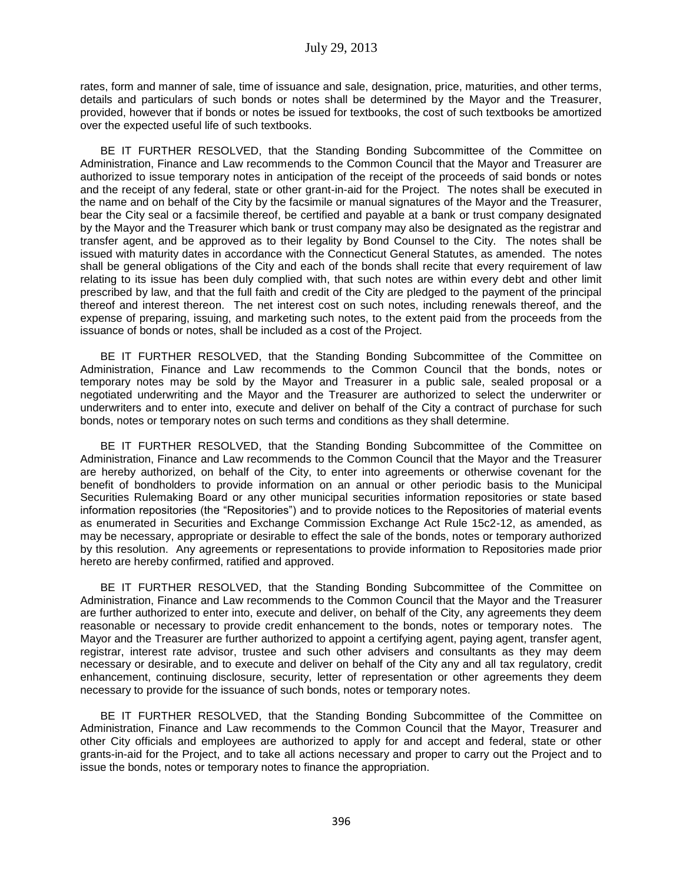rates, form and manner of sale, time of issuance and sale, designation, price, maturities, and other terms, details and particulars of such bonds or notes shall be determined by the Mayor and the Treasurer, provided, however that if bonds or notes be issued for textbooks, the cost of such textbooks be amortized over the expected useful life of such textbooks.

BE IT FURTHER RESOLVED, that the Standing Bonding Subcommittee of the Committee on Administration, Finance and Law recommends to the Common Council that the Mayor and Treasurer are authorized to issue temporary notes in anticipation of the receipt of the proceeds of said bonds or notes and the receipt of any federal, state or other grant-in-aid for the Project. The notes shall be executed in the name and on behalf of the City by the facsimile or manual signatures of the Mayor and the Treasurer, bear the City seal or a facsimile thereof, be certified and payable at a bank or trust company designated by the Mayor and the Treasurer which bank or trust company may also be designated as the registrar and transfer agent, and be approved as to their legality by Bond Counsel to the City. The notes shall be issued with maturity dates in accordance with the Connecticut General Statutes, as amended. The notes shall be general obligations of the City and each of the bonds shall recite that every requirement of law relating to its issue has been duly complied with, that such notes are within every debt and other limit prescribed by law, and that the full faith and credit of the City are pledged to the payment of the principal thereof and interest thereon. The net interest cost on such notes, including renewals thereof, and the expense of preparing, issuing, and marketing such notes, to the extent paid from the proceeds from the issuance of bonds or notes, shall be included as a cost of the Project.

BE IT FURTHER RESOLVED, that the Standing Bonding Subcommittee of the Committee on Administration, Finance and Law recommends to the Common Council that the bonds, notes or temporary notes may be sold by the Mayor and Treasurer in a public sale, sealed proposal or a negotiated underwriting and the Mayor and the Treasurer are authorized to select the underwriter or underwriters and to enter into, execute and deliver on behalf of the City a contract of purchase for such bonds, notes or temporary notes on such terms and conditions as they shall determine.

BE IT FURTHER RESOLVED, that the Standing Bonding Subcommittee of the Committee on Administration, Finance and Law recommends to the Common Council that the Mayor and the Treasurer are hereby authorized, on behalf of the City, to enter into agreements or otherwise covenant for the benefit of bondholders to provide information on an annual or other periodic basis to the Municipal Securities Rulemaking Board or any other municipal securities information repositories or state based information repositories (the "Repositories") and to provide notices to the Repositories of material events as enumerated in Securities and Exchange Commission Exchange Act Rule 15c2-12, as amended, as may be necessary, appropriate or desirable to effect the sale of the bonds, notes or temporary authorized by this resolution. Any agreements or representations to provide information to Repositories made prior hereto are hereby confirmed, ratified and approved.

BE IT FURTHER RESOLVED, that the Standing Bonding Subcommittee of the Committee on Administration, Finance and Law recommends to the Common Council that the Mayor and the Treasurer are further authorized to enter into, execute and deliver, on behalf of the City, any agreements they deem reasonable or necessary to provide credit enhancement to the bonds, notes or temporary notes. The Mayor and the Treasurer are further authorized to appoint a certifying agent, paying agent, transfer agent, registrar, interest rate advisor, trustee and such other advisers and consultants as they may deem necessary or desirable, and to execute and deliver on behalf of the City any and all tax regulatory, credit enhancement, continuing disclosure, security, letter of representation or other agreements they deem necessary to provide for the issuance of such bonds, notes or temporary notes.

BE IT FURTHER RESOLVED, that the Standing Bonding Subcommittee of the Committee on Administration, Finance and Law recommends to the Common Council that the Mayor, Treasurer and other City officials and employees are authorized to apply for and accept and federal, state or other grants-in-aid for the Project, and to take all actions necessary and proper to carry out the Project and to issue the bonds, notes or temporary notes to finance the appropriation.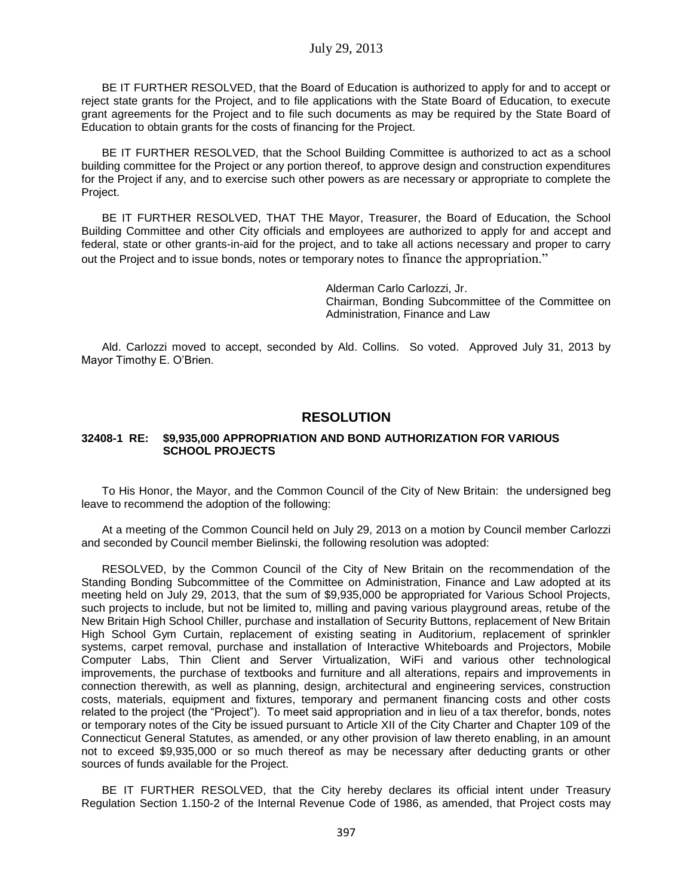BE IT FURTHER RESOLVED, that the Board of Education is authorized to apply for and to accept or reject state grants for the Project, and to file applications with the State Board of Education, to execute grant agreements for the Project and to file such documents as may be required by the State Board of Education to obtain grants for the costs of financing for the Project.

BE IT FURTHER RESOLVED, that the School Building Committee is authorized to act as a school building committee for the Project or any portion thereof, to approve design and construction expenditures for the Project if any, and to exercise such other powers as are necessary or appropriate to complete the Project.

BE IT FURTHER RESOLVED, THAT THE Mayor, Treasurer, the Board of Education, the School Building Committee and other City officials and employees are authorized to apply for and accept and federal, state or other grants-in-aid for the project, and to take all actions necessary and proper to carry out the Project and to issue bonds, notes or temporary notes to finance the appropriation."

Alderman Carlo Carlozzi, Jr.
Chairman, Bonding Subcommittee of the Committee on Administration, Finance and Law

Ald. Carlozzi moved to accept, seconded by Ald. Collins. So voted. Approved July 31, 2013 by Mayor Timothy E. O'Brien.

## RESOLUTION

**32408-1 RE: $9,935,000 APPROPRIATION AND BOND AUTHORIZATION FOR VARIOUS SCHOOL PROJECTS**

To His Honor, the Mayor, and the Common Council of the City of New Britain: the undersigned beg leave to recommend the adoption of the following:

At a meeting of the Common Council held on July 29, 2013 on a motion by Council member Carlozzi and seconded by Council member Bielinski, the following resolution was adopted:

RESOLVED, by the Common Council of the City of New Britain on the recommendation of the Standing Bonding Subcommittee of the Committee on Administration, Finance and Law adopted at its meeting held on July 29, 2013, that the sum of $9,935,000 be appropriated for Various School Projects, such projects to include, but not be limited to, milling and paving various playground areas, retube of the New Britain High School Chiller, purchase and installation of Security Buttons, replacement of New Britain High School Gym Curtain, replacement of existing seating in Auditorium, replacement of sprinkler systems, carpet removal, purchase and installation of Interactive Whiteboards and Projectors, Mobile Computer Labs, Thin Client and Server Virtualization, WiFi and various other technological improvements, the purchase of textbooks and furniture and all alterations, repairs and improvements in connection therewith, as well as planning, design, architectural and engineering services, construction costs, materials, equipment and fixtures, temporary and permanent financing costs and other costs related to the project (the "Project"). To meet said appropriation and in lieu of a tax therefor, bonds, notes or temporary notes of the City be issued pursuant to Article XII of the City Charter and Chapter 109 of the Connecticut General Statutes, as amended, or any other provision of law thereto enabling, in an amount not to exceed $9,935,000 or so much thereof as may be necessary after deducting grants or other sources of funds available for the Project.

BE IT FURTHER RESOLVED, that the City hereby declares its official intent under Treasury Regulation Section 1.150-2 of the Internal Revenue Code of 1986, as amended, that Project costs may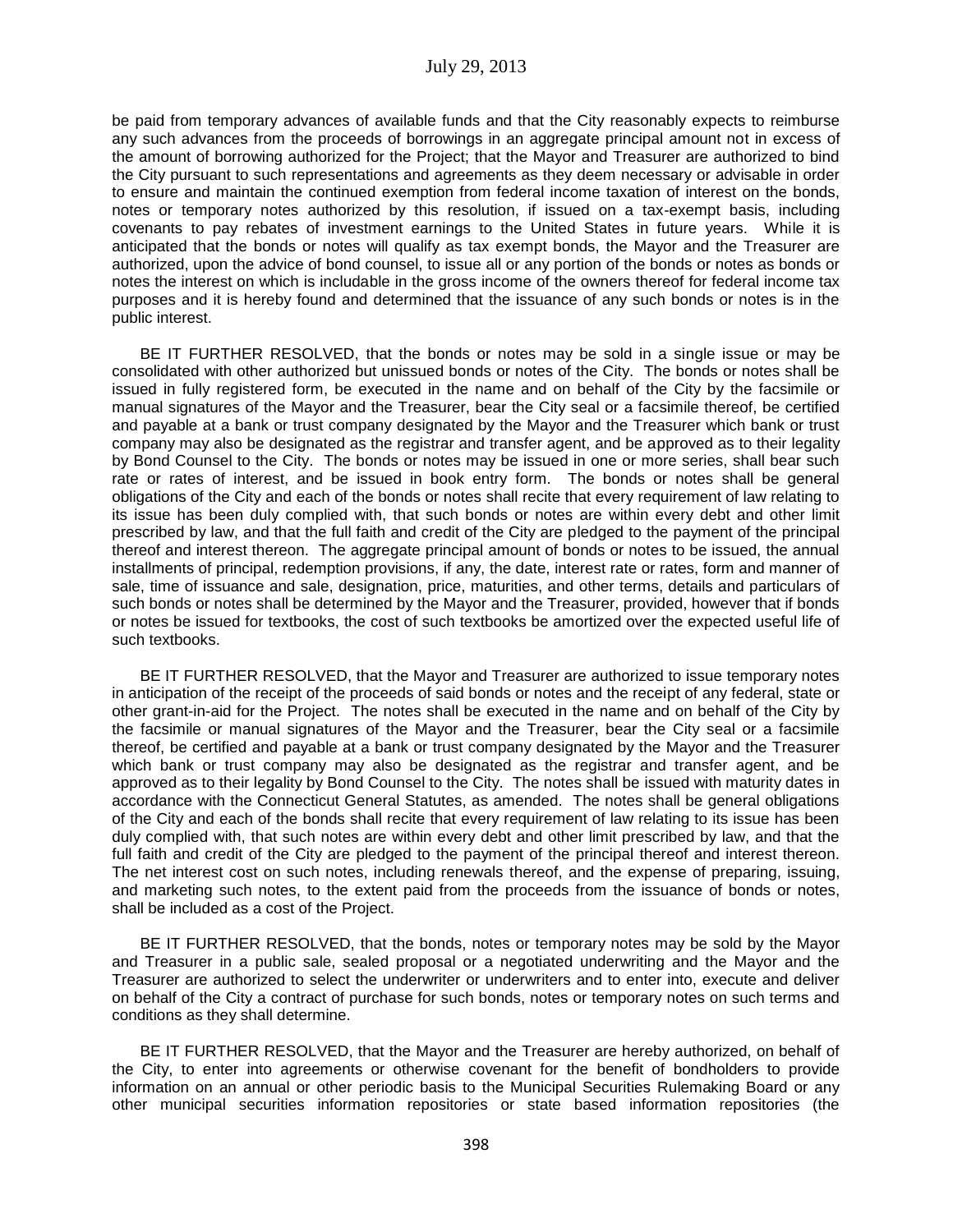be paid from temporary advances of available funds and that the City reasonably expects to reimburse any such advances from the proceeds of borrowings in an aggregate principal amount not in excess of the amount of borrowing authorized for the Project; that the Mayor and Treasurer are authorized to bind the City pursuant to such representations and agreements as they deem necessary or advisable in order to ensure and maintain the continued exemption from federal income taxation of interest on the bonds, notes or temporary notes authorized by this resolution, if issued on a tax-exempt basis, including covenants to pay rebates of investment earnings to the United States in future years. While it is anticipated that the bonds or notes will qualify as tax exempt bonds, the Mayor and the Treasurer are authorized, upon the advice of bond counsel, to issue all or any portion of the bonds or notes as bonds or notes the interest on which is includable in the gross income of the owners thereof for federal income tax purposes and it is hereby found and determined that the issuance of any such bonds or notes is in the public interest.

BE IT FURTHER RESOLVED, that the bonds or notes may be sold in a single issue or may be consolidated with other authorized but unissued bonds or notes of the City. The bonds or notes shall be issued in fully registered form, be executed in the name and on behalf of the City by the facsimile or manual signatures of the Mayor and the Treasurer, bear the City seal or a facsimile thereof, be certified and payable at a bank or trust company designated by the Mayor and the Treasurer which bank or trust company may also be designated as the registrar and transfer agent, and be approved as to their legality by Bond Counsel to the City. The bonds or notes may be issued in one or more series, shall bear such rate or rates of interest, and be issued in book entry form. The bonds or notes shall be general obligations of the City and each of the bonds or notes shall recite that every requirement of law relating to its issue has been duly complied with, that such bonds or notes are within every debt and other limit prescribed by law, and that the full faith and credit of the City are pledged to the payment of the principal thereof and interest thereon. The aggregate principal amount of bonds or notes to be issued, the annual installments of principal, redemption provisions, if any, the date, interest rate or rates, form and manner of sale, time of issuance and sale, designation, price, maturities, and other terms, details and particulars of such bonds or notes shall be determined by the Mayor and the Treasurer, provided, however that if bonds or notes be issued for textbooks, the cost of such textbooks be amortized over the expected useful life of such textbooks.

BE IT FURTHER RESOLVED, that the Mayor and Treasurer are authorized to issue temporary notes in anticipation of the receipt of the proceeds of said bonds or notes and the receipt of any federal, state or other grant-in-aid for the Project. The notes shall be executed in the name and on behalf of the City by the facsimile or manual signatures of the Mayor and the Treasurer, bear the City seal or a facsimile thereof, be certified and payable at a bank or trust company designated by the Mayor and the Treasurer which bank or trust company may also be designated as the registrar and transfer agent, and be approved as to their legality by Bond Counsel to the City. The notes shall be issued with maturity dates in accordance with the Connecticut General Statutes, as amended. The notes shall be general obligations of the City and each of the bonds shall recite that every requirement of law relating to its issue has been duly complied with, that such notes are within every debt and other limit prescribed by law, and that the full faith and credit of the City are pledged to the payment of the principal thereof and interest thereon. The net interest cost on such notes, including renewals thereof, and the expense of preparing, issuing, and marketing such notes, to the extent paid from the proceeds from the issuance of bonds or notes, shall be included as a cost of the Project.

BE IT FURTHER RESOLVED, that the bonds, notes or temporary notes may be sold by the Mayor and Treasurer in a public sale, sealed proposal or a negotiated underwriting and the Mayor and the Treasurer are authorized to select the underwriter or underwriters and to enter into, execute and deliver on behalf of the City a contract of purchase for such bonds, notes or temporary notes on such terms and conditions as they shall determine.

BE IT FURTHER RESOLVED, that the Mayor and the Treasurer are hereby authorized, on behalf of the City, to enter into agreements or otherwise covenant for the benefit of bondholders to provide information on an annual or other periodic basis to the Municipal Securities Rulemaking Board or any other municipal securities information repositories or state based information repositories (the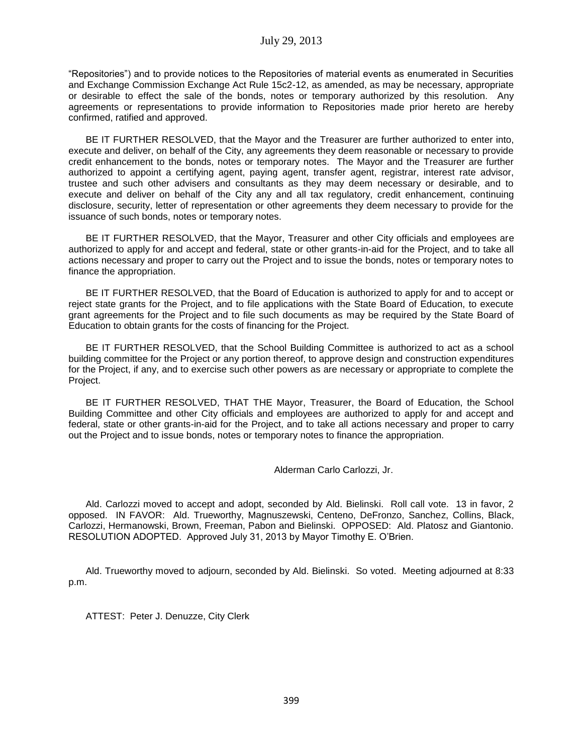"Repositories") and to provide notices to the Repositories of material events as enumerated in Securities and Exchange Commission Exchange Act Rule 15c2-12, as amended, as may be necessary, appropriate or desirable to effect the sale of the bonds, notes or temporary authorized by this resolution. Any agreements or representations to provide information to Repositories made prior hereto are hereby confirmed, ratified and approved.

BE IT FURTHER RESOLVED, that the Mayor and the Treasurer are further authorized to enter into, execute and deliver, on behalf of the City, any agreements they deem reasonable or necessary to provide credit enhancement to the bonds, notes or temporary notes. The Mayor and the Treasurer are further authorized to appoint a certifying agent, paying agent, transfer agent, registrar, interest rate advisor, trustee and such other advisers and consultants as they may deem necessary or desirable, and to execute and deliver on behalf of the City any and all tax regulatory, credit enhancement, continuing disclosure, security, letter of representation or other agreements they deem necessary to provide for the issuance of such bonds, notes or temporary notes.

BE IT FURTHER RESOLVED, that the Mayor, Treasurer and other City officials and employees are authorized to apply for and accept and federal, state or other grants-in-aid for the Project, and to take all actions necessary and proper to carry out the Project and to issue the bonds, notes or temporary notes to finance the appropriation.

BE IT FURTHER RESOLVED, that the Board of Education is authorized to apply for and to accept or reject state grants for the Project, and to file applications with the State Board of Education, to execute grant agreements for the Project and to file such documents as may be required by the State Board of Education to obtain grants for the costs of financing for the Project.

BE IT FURTHER RESOLVED, that the School Building Committee is authorized to act as a school building committee for the Project or any portion thereof, to approve design and construction expenditures for the Project, if any, and to exercise such other powers as are necessary or appropriate to complete the Project.

BE IT FURTHER RESOLVED, THAT THE Mayor, Treasurer, the Board of Education, the School Building Committee and other City officials and employees are authorized to apply for and accept and federal, state or other grants-in-aid for the Project, and to take all actions necessary and proper to carry out the Project and to issue bonds, notes or temporary notes to finance the appropriation.

Alderman Carlo Carlozzi, Jr.

Ald. Carlozzi moved to accept and adopt, seconded by Ald. Bielinski. Roll call vote. 13 in favor, 2 opposed. IN FAVOR: Ald. Trueworthy, Magnuszewski, Centeno, DeFronzo, Sanchez, Collins, Black, Carlozzi, Hermanowski, Brown, Freeman, Pabon and Bielinski. OPPOSED: Ald. Platosz and Giantonio. RESOLUTION ADOPTED. Approved July 31, 2013 by Mayor Timothy E. O'Brien.

Ald. Trueworthy moved to adjourn, seconded by Ald. Bielinski. So voted. Meeting adjourned at 8:33 p.m.

ATTEST: Peter J. Denuzze, City Clerk